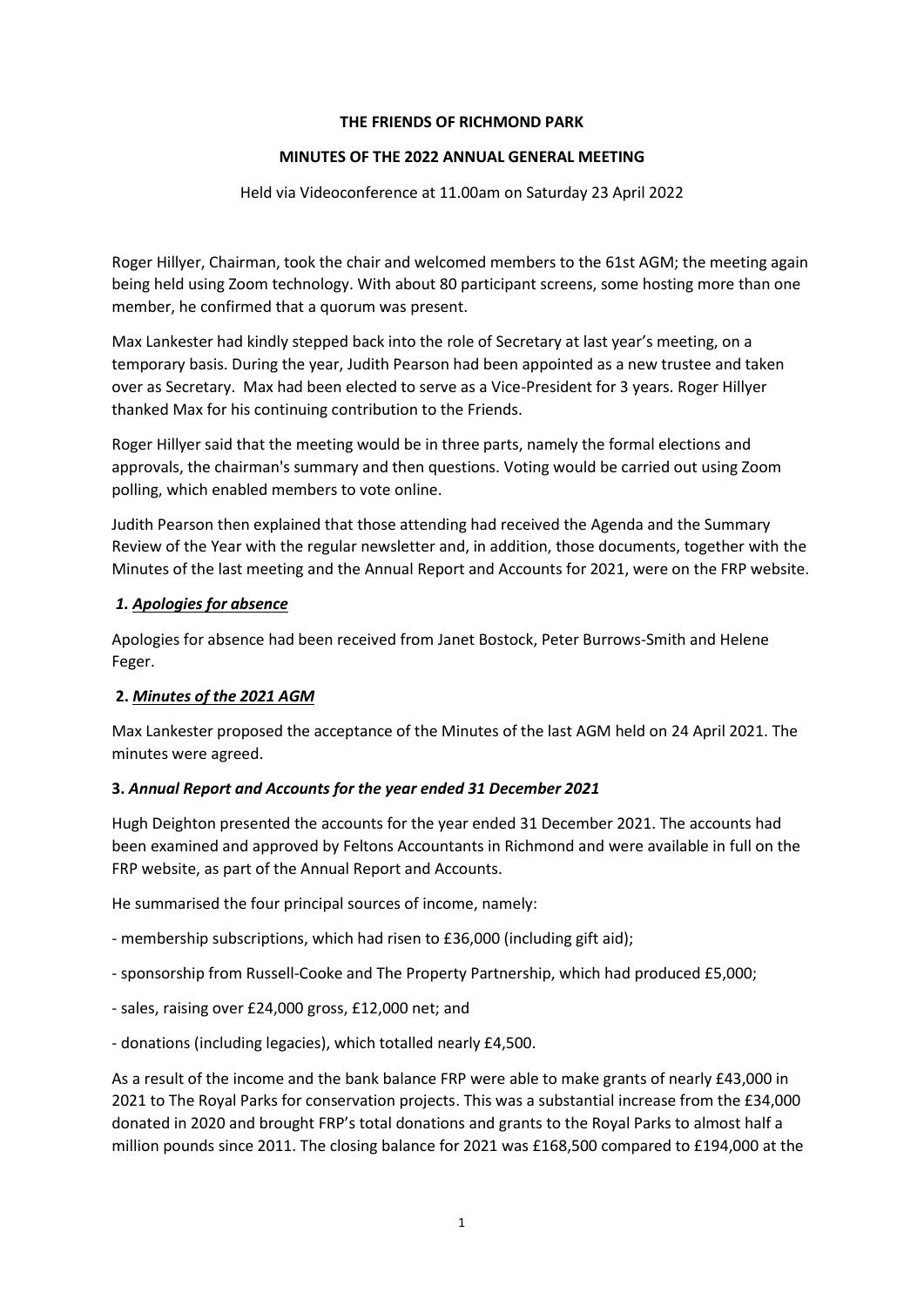**THE FRIENDS OF RICHMOND PARK**

**MINUTES OF THE 2022 ANNUAL GENERAL MEETING**

Held via Videoconference at 11.00am on Saturday 23 April 2022

Roger Hillyer, Chairman, took the chair and welcomed members to the 61st AGM; the meeting again being held using Zoom technology. With about 80 participant screens, some hosting more than one member, he confirmed that a quorum was present.

Max Lankester had kindly stepped back into the role of Secretary at last year's meeting, on a temporary basis. During the year, Judith Pearson had been appointed as a new trustee and taken over as Secretary. Max had been elected to serve as a Vice-President for 3 years. Roger Hillyer thanked Max for his continuing contribution to the Friends.

Roger Hillyer said that the meeting would be in three parts, namely the formal elections and approvals, the chairman's summary and then questions. Voting would be carried out using Zoom polling, which enabled members to vote online.

Judith Pearson then explained that those attending had received the Agenda and the Summary Review of the Year with the regular newsletter and, in addition, those documents, together with the Minutes of the last meeting and the Annual Report and Accounts for 2021, were on the FRP website.

***1. Apologies for absence***

Apologies for absence had been received from Janet Bostock, Peter Burrows-Smith and Helene Feger.

**2. *Minutes of the 2021 AGM***

Max Lankester proposed the acceptance of the Minutes of the last AGM held on 24 April 2021. The minutes were agreed.

**3. *Annual Report and Accounts for the year ended 31 December 2021***

Hugh Deighton presented the accounts for the year ended 31 December 2021. The accounts had been examined and approved by Feltons Accountants in Richmond and were available in full on the FRP website, as part of the Annual Report and Accounts.

He summarised the four principal sources of income, namely:

- membership subscriptions, which had risen to £36,000 (including gift aid);
- sponsorship from Russell-Cooke and The Property Partnership, which had produced £5,000;
- sales, raising over £24,000 gross, £12,000 net; and
- donations (including legacies), which totalled nearly £4,500.

As a result of the income and the bank balance FRP were able to make grants of nearly £43,000 in 2021 to The Royal Parks for conservation projects. This was a substantial increase from the £34,000 donated in 2020 and brought FRP's total donations and grants to the Royal Parks to almost half a million pounds since 2011. The closing balance for 2021 was £168,500 compared to £194,000 at the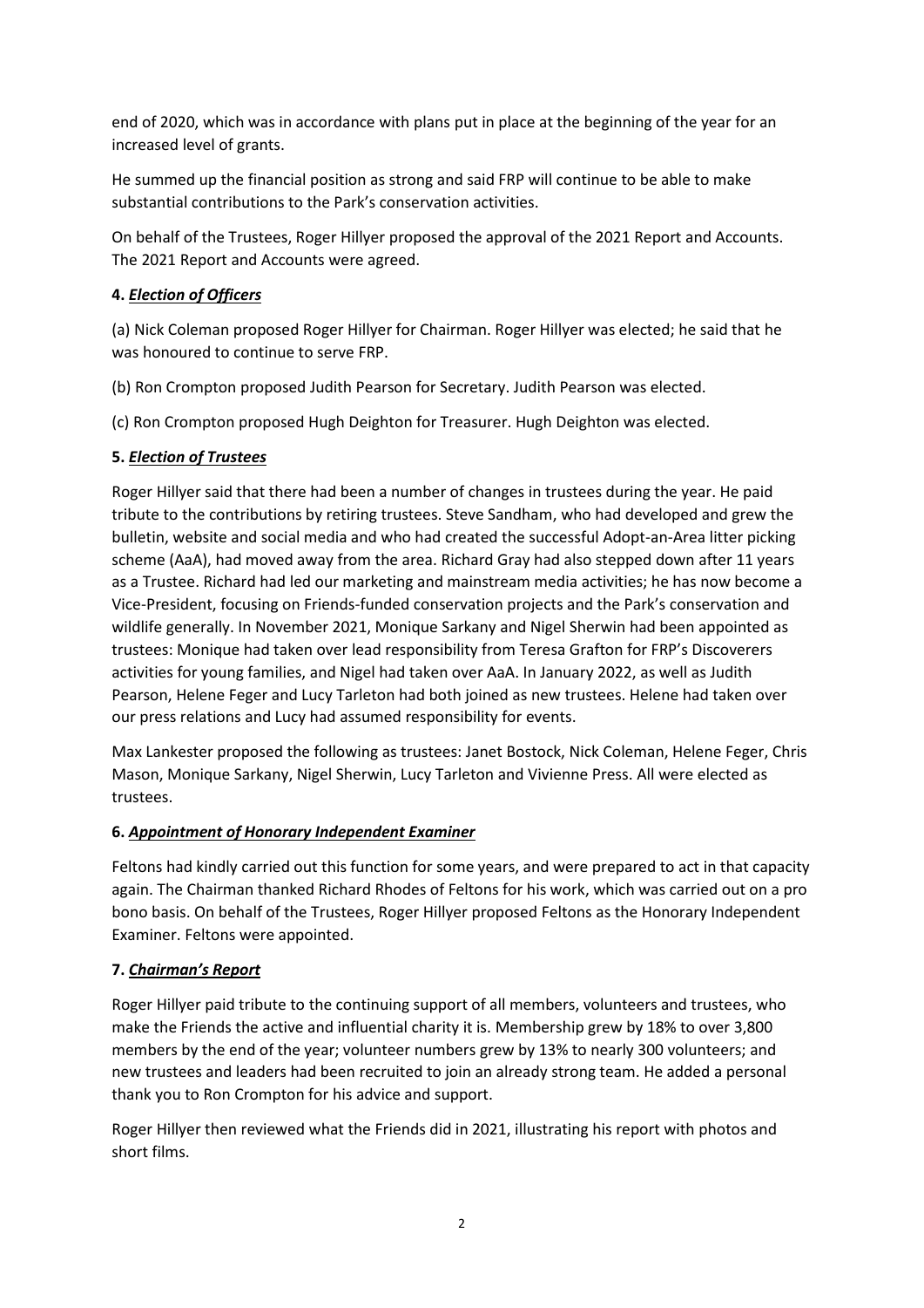end of 2020, which was in accordance with plans put in place at the beginning of the year for an increased level of grants.

He summed up the financial position as strong and said FRP will continue to be able to make substantial contributions to the Park's conservation activities.

On behalf of the Trustees, Roger Hillyer proposed the approval of the 2021 Report and Accounts. The 2021 Report and Accounts were agreed.

**4. *Election of Officers***

(a) Nick Coleman proposed Roger Hillyer for Chairman. Roger Hillyer was elected; he said that he was honoured to continue to serve FRP.

(b) Ron Crompton proposed Judith Pearson for Secretary. Judith Pearson was elected.

(c) Ron Crompton proposed Hugh Deighton for Treasurer. Hugh Deighton was elected.

**5. *Election of Trustees***

Roger Hillyer said that there had been a number of changes in trustees during the year. He paid tribute to the contributions by retiring trustees. Steve Sandham, who had developed and grew the bulletin, website and social media and who had created the successful Adopt-an-Area litter picking scheme (AaA), had moved away from the area. Richard Gray had also stepped down after 11 years as a Trustee. Richard had led our marketing and mainstream media activities; he has now become a Vice-President, focusing on Friends-funded conservation projects and the Park's conservation and wildlife generally. In November 2021, Monique Sarkany and Nigel Sherwin had been appointed as trustees: Monique had taken over lead responsibility from Teresa Grafton for FRP's Discoverers activities for young families, and Nigel had taken over AaA. In January 2022, as well as Judith Pearson, Helene Feger and Lucy Tarleton had both joined as new trustees. Helene had taken over our press relations and Lucy had assumed responsibility for events.

Max Lankester proposed the following as trustees: Janet Bostock, Nick Coleman, Helene Feger, Chris Mason, Monique Sarkany, Nigel Sherwin, Lucy Tarleton and Vivienne Press. All were elected as trustees.

**6. *Appointment of Honorary Independent Examiner***

Feltons had kindly carried out this function for some years, and were prepared to act in that capacity again. The Chairman thanked Richard Rhodes of Feltons for his work, which was carried out on a pro bono basis. On behalf of the Trustees, Roger Hillyer proposed Feltons as the Honorary Independent Examiner. Feltons were appointed.

**7. *Chairman's Report***

Roger Hillyer paid tribute to the continuing support of all members, volunteers and trustees, who make the Friends the active and influential charity it is. Membership grew by 18% to over 3,800 members by the end of the year; volunteer numbers grew by 13% to nearly 300 volunteers; and new trustees and leaders had been recruited to join an already strong team. He added a personal thank you to Ron Crompton for his advice and support.

Roger Hillyer then reviewed what the Friends did in 2021, illustrating his report with photos and short films.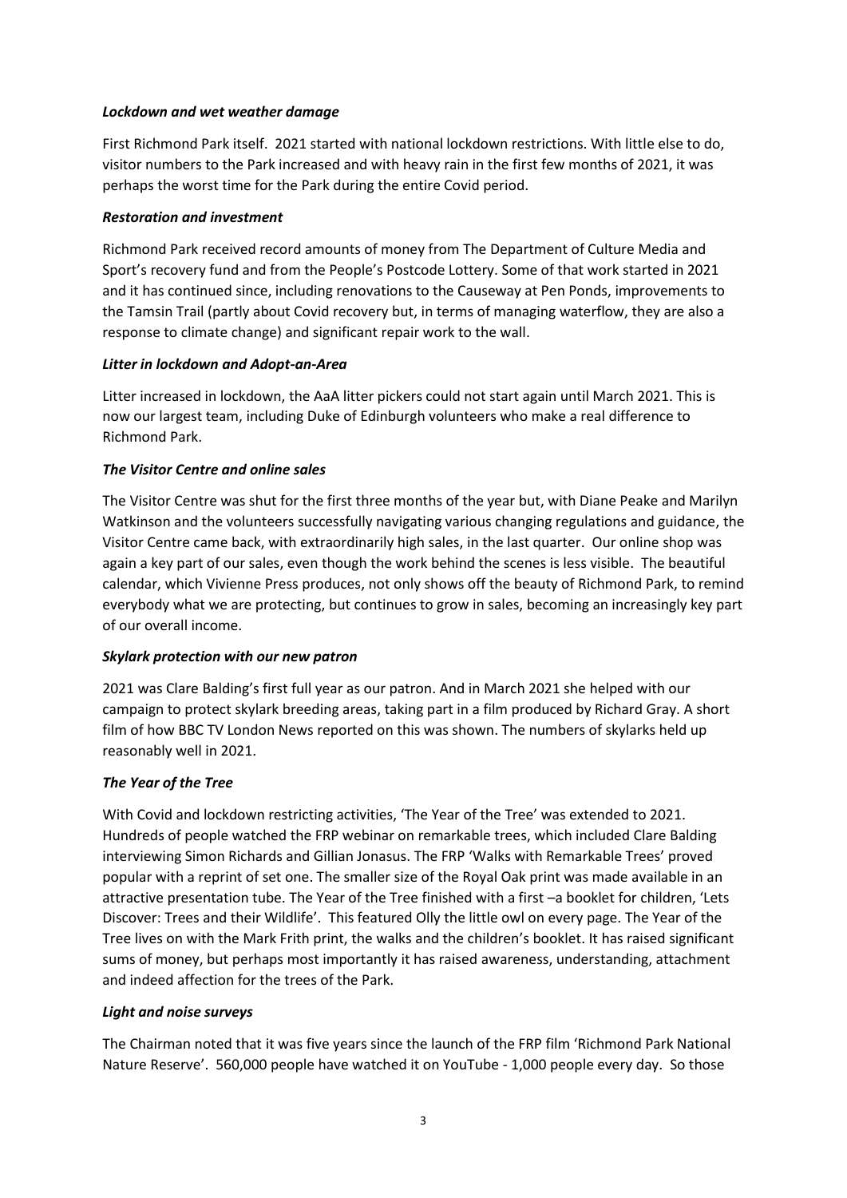***Lockdown and wet weather damage***

First Richmond Park itself. 2021 started with national lockdown restrictions. With little else to do, visitor numbers to the Park increased and with heavy rain in the first few months of 2021, it was perhaps the worst time for the Park during the entire Covid period.

***Restoration and investment***

Richmond Park received record amounts of money from The Department of Culture Media and Sport's recovery fund and from the People's Postcode Lottery. Some of that work started in 2021 and it has continued since, including renovations to the Causeway at Pen Ponds, improvements to the Tamsin Trail (partly about Covid recovery but, in terms of managing waterflow, they are also a response to climate change) and significant repair work to the wall.

***Litter in lockdown and Adopt-an-Area***

Litter increased in lockdown, the AaA litter pickers could not start again until March 2021. This is now our largest team, including Duke of Edinburgh volunteers who make a real difference to Richmond Park.

***The Visitor Centre and online sales***

The Visitor Centre was shut for the first three months of the year but, with Diane Peake and Marilyn Watkinson and the volunteers successfully navigating various changing regulations and guidance, the Visitor Centre came back, with extraordinarily high sales, in the last quarter. Our online shop was again a key part of our sales, even though the work behind the scenes is less visible. The beautiful calendar, which Vivienne Press produces, not only shows off the beauty of Richmond Park, to remind everybody what we are protecting, but continues to grow in sales, becoming an increasingly key part of our overall income.

***Skylark protection with our new patron***

2021 was Clare Balding's first full year as our patron. And in March 2021 she helped with our campaign to protect skylark breeding areas, taking part in a film produced by Richard Gray. A short film of how BBC TV London News reported on this was shown. The numbers of skylarks held up reasonably well in 2021.

***The Year of the Tree***

With Covid and lockdown restricting activities, 'The Year of the Tree' was extended to 2021. Hundreds of people watched the FRP webinar on remarkable trees, which included Clare Balding interviewing Simon Richards and Gillian Jonasus. The FRP 'Walks with Remarkable Trees' proved popular with a reprint of set one. The smaller size of the Royal Oak print was made available in an attractive presentation tube. The Year of the Tree finished with a first –a booklet for children, 'Lets Discover: Trees and their Wildlife'. This featured Olly the little owl on every page. The Year of the Tree lives on with the Mark Frith print, the walks and the children's booklet. It has raised significant sums of money, but perhaps most importantly it has raised awareness, understanding, attachment and indeed affection for the trees of the Park.

***Light and noise surveys***

The Chairman noted that it was five years since the launch of the FRP film 'Richmond Park National Nature Reserve'. 560,000 people have watched it on YouTube - 1,000 people every day. So those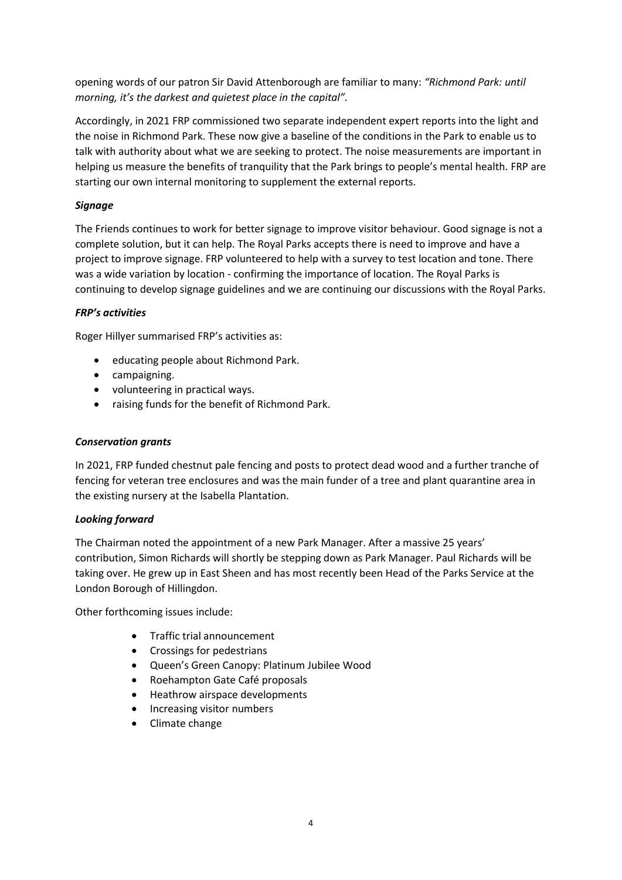opening words of our patron Sir David Attenborough are familiar to many: *"Richmond Park: until morning, it's the darkest and quietest place in the capital".*

Accordingly, in 2021 FRP commissioned two separate independent expert reports into the light and the noise in Richmond Park. These now give a baseline of the conditions in the Park to enable us to talk with authority about what we are seeking to protect. The noise measurements are important in helping us measure the benefits of tranquility that the Park brings to people's mental health. FRP are starting our own internal monitoring to supplement the external reports.

***Signage***

The Friends continues to work for better signage to improve visitor behaviour. Good signage is not a complete solution, but it can help. The Royal Parks accepts there is need to improve and have a project to improve signage. FRP volunteered to help with a survey to test location and tone. There was a wide variation by location - confirming the importance of location. The Royal Parks is continuing to develop signage guidelines and we are continuing our discussions with the Royal Parks.

***FRP's activities***

Roger Hillyer summarised FRP's activities as:

- educating people about Richmond Park.
- campaigning.
- volunteering in practical ways.
- raising funds for the benefit of Richmond Park.

***Conservation grants***

In 2021, FRP funded chestnut pale fencing and posts to protect dead wood and a further tranche of fencing for veteran tree enclosures and was the main funder of a tree and plant quarantine area in the existing nursery at the Isabella Plantation.

***Looking forward***

The Chairman noted the appointment of a new Park Manager. After a massive 25 years' contribution, Simon Richards will shortly be stepping down as Park Manager. Paul Richards will be taking over. He grew up in East Sheen and has most recently been Head of the Parks Service at the London Borough of Hillingdon.

Other forthcoming issues include:

- Traffic trial announcement
- Crossings for pedestrians
- Queen's Green Canopy: Platinum Jubilee Wood
- Roehampton Gate Café proposals
- Heathrow airspace developments
- Increasing visitor numbers
- Climate change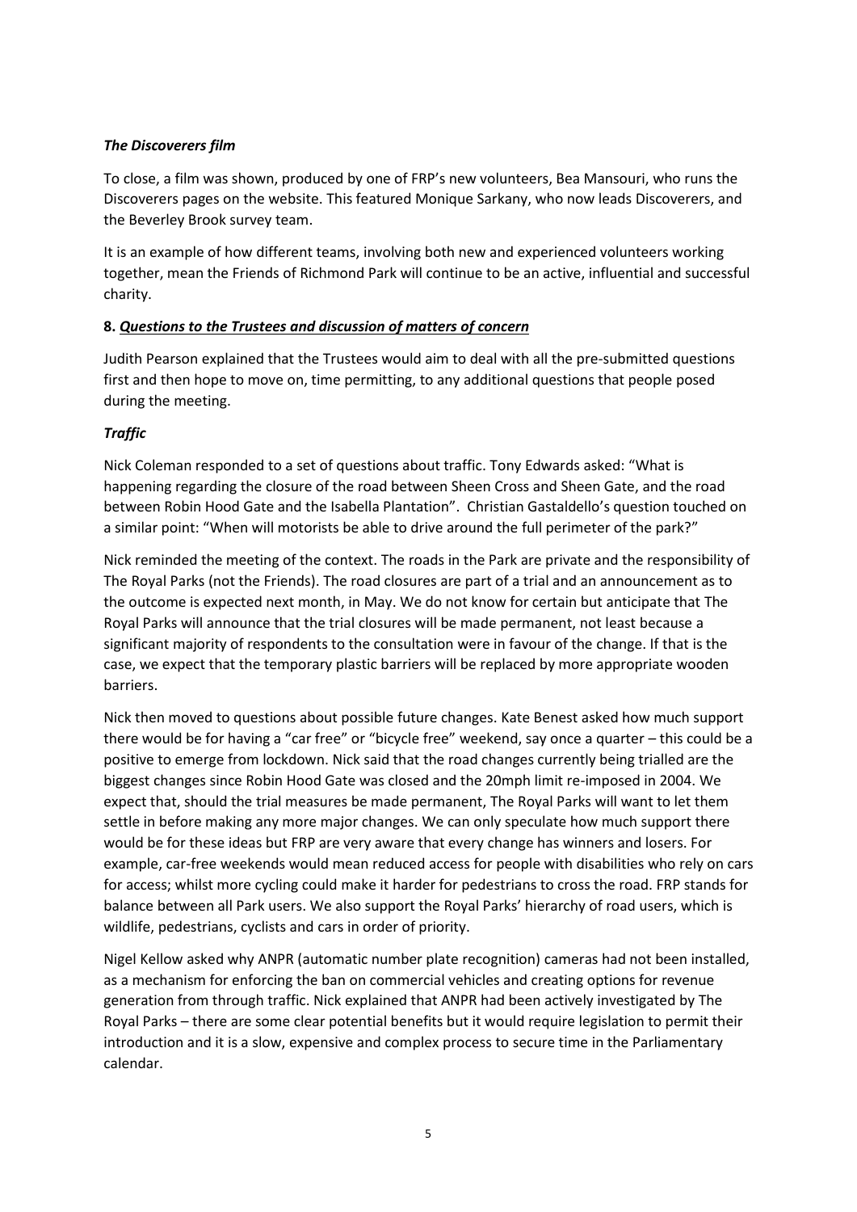***The Discoverers film***

To close, a film was shown, produced by one of FRP's new volunteers, Bea Mansouri, who runs the Discoverers pages on the website. This featured Monique Sarkany, who now leads Discoverers, and the Beverley Brook survey team.

It is an example of how different teams, involving both new and experienced volunteers working together, mean the Friends of Richmond Park will continue to be an active, influential and successful charity.

**8. *<u>Questions to the Trustees and discussion of matters of concern</u>***

Judith Pearson explained that the Trustees would aim to deal with all the pre-submitted questions first and then hope to move on, time permitting, to any additional questions that people posed during the meeting.

***Traffic***

Nick Coleman responded to a set of questions about traffic. Tony Edwards asked: "What is happening regarding the closure of the road between Sheen Cross and Sheen Gate, and the road between Robin Hood Gate and the Isabella Plantation". Christian Gastaldello's question touched on a similar point: "When will motorists be able to drive around the full perimeter of the park?"

Nick reminded the meeting of the context. The roads in the Park are private and the responsibility of The Royal Parks (not the Friends). The road closures are part of a trial and an announcement as to the outcome is expected next month, in May. We do not know for certain but anticipate that The Royal Parks will announce that the trial closures will be made permanent, not least because a significant majority of respondents to the consultation were in favour of the change. If that is the case, we expect that the temporary plastic barriers will be replaced by more appropriate wooden barriers.

Nick then moved to questions about possible future changes. Kate Benest asked how much support there would be for having a "car free" or "bicycle free" weekend, say once a quarter – this could be a positive to emerge from lockdown. Nick said that the road changes currently being trialled are the biggest changes since Robin Hood Gate was closed and the 20mph limit re-imposed in 2004. We expect that, should the trial measures be made permanent, The Royal Parks will want to let them settle in before making any more major changes. We can only speculate how much support there would be for these ideas but FRP are very aware that every change has winners and losers. For example, car-free weekends would mean reduced access for people with disabilities who rely on cars for access; whilst more cycling could make it harder for pedestrians to cross the road. FRP stands for balance between all Park users. We also support the Royal Parks' hierarchy of road users, which is wildlife, pedestrians, cyclists and cars in order of priority.

Nigel Kellow asked why ANPR (automatic number plate recognition) cameras had not been installed, as a mechanism for enforcing the ban on commercial vehicles and creating options for revenue generation from through traffic. Nick explained that ANPR had been actively investigated by The Royal Parks – there are some clear potential benefits but it would require legislation to permit their introduction and it is a slow, expensive and complex process to secure time in the Parliamentary calendar.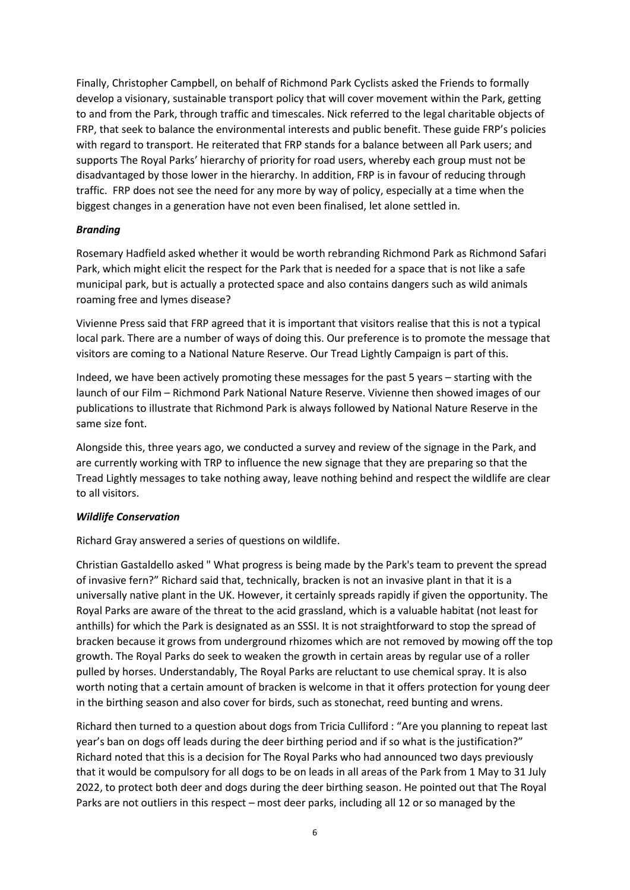Finally, Christopher Campbell, on behalf of Richmond Park Cyclists asked the Friends to formally develop a visionary, sustainable transport policy that will cover movement within the Park, getting to and from the Park, through traffic and timescales. Nick referred to the legal charitable objects of FRP, that seek to balance the environmental interests and public benefit. These guide FRP's policies with regard to transport. He reiterated that FRP stands for a balance between all Park users; and supports The Royal Parks' hierarchy of priority for road users, whereby each group must not be disadvantaged by those lower in the hierarchy. In addition, FRP is in favour of reducing through traffic. FRP does not see the need for any more by way of policy, especially at a time when the biggest changes in a generation have not even been finalised, let alone settled in.

***Branding***

Rosemary Hadfield asked whether it would be worth rebranding Richmond Park as Richmond Safari Park, which might elicit the respect for the Park that is needed for a space that is not like a safe municipal park, but is actually a protected space and also contains dangers such as wild animals roaming free and lymes disease?

Vivienne Press said that FRP agreed that it is important that visitors realise that this is not a typical local park. There are a number of ways of doing this. Our preference is to promote the message that visitors are coming to a National Nature Reserve. Our Tread Lightly Campaign is part of this.

Indeed, we have been actively promoting these messages for the past 5 years – starting with the launch of our Film – Richmond Park National Nature Reserve. Vivienne then showed images of our publications to illustrate that Richmond Park is always followed by National Nature Reserve in the same size font.

Alongside this, three years ago, we conducted a survey and review of the signage in the Park, and are currently working with TRP to influence the new signage that they are preparing so that the Tread Lightly messages to take nothing away, leave nothing behind and respect the wildlife are clear to all visitors.

***Wildlife Conservation***

Richard Gray answered a series of questions on wildlife.

Christian Gastaldello asked " What progress is being made by the Park's team to prevent the spread of invasive fern?" Richard said that, technically, bracken is not an invasive plant in that it is a universally native plant in the UK. However, it certainly spreads rapidly if given the opportunity. The Royal Parks are aware of the threat to the acid grassland, which is a valuable habitat (not least for anthills) for which the Park is designated as an SSSI. It is not straightforward to stop the spread of bracken because it grows from underground rhizomes which are not removed by mowing off the top growth. The Royal Parks do seek to weaken the growth in certain areas by regular use of a roller pulled by horses. Understandably, The Royal Parks are reluctant to use chemical spray. It is also worth noting that a certain amount of bracken is welcome in that it offers protection for young deer in the birthing season and also cover for birds, such as stonechat, reed bunting and wrens.

Richard then turned to a question about dogs from Tricia Culliford : "Are you planning to repeat last year's ban on dogs off leads during the deer birthing period and if so what is the justification?" Richard noted that this is a decision for The Royal Parks who had announced two days previously that it would be compulsory for all dogs to be on leads in all areas of the Park from 1 May to 31 July 2022, to protect both deer and dogs during the deer birthing season. He pointed out that The Royal Parks are not outliers in this respect – most deer parks, including all 12 or so managed by the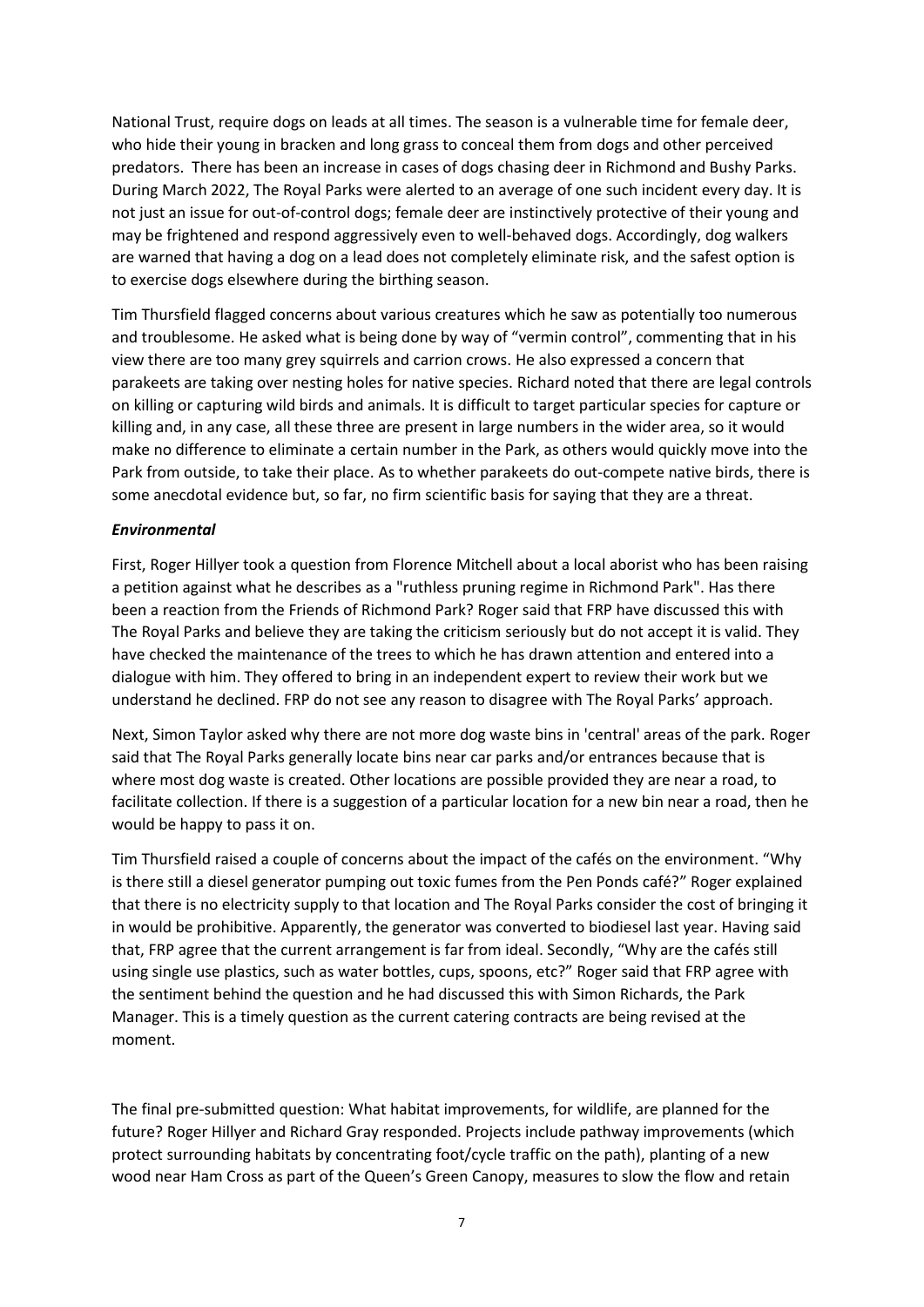National Trust, require dogs on leads at all times. The season is a vulnerable time for female deer, who hide their young in bracken and long grass to conceal them from dogs and other perceived predators. There has been an increase in cases of dogs chasing deer in Richmond and Bushy Parks. During March 2022, The Royal Parks were alerted to an average of one such incident every day. It is not just an issue for out-of-control dogs; female deer are instinctively protective of their young and may be frightened and respond aggressively even to well-behaved dogs. Accordingly, dog walkers are warned that having a dog on a lead does not completely eliminate risk, and the safest option is to exercise dogs elsewhere during the birthing season.

Tim Thursfield flagged concerns about various creatures which he saw as potentially too numerous and troublesome. He asked what is being done by way of "vermin control", commenting that in his view there are too many grey squirrels and carrion crows. He also expressed a concern that parakeets are taking over nesting holes for native species. Richard noted that there are legal controls on killing or capturing wild birds and animals. It is difficult to target particular species for capture or killing and, in any case, all these three are present in large numbers in the wider area, so it would make no difference to eliminate a certain number in the Park, as others would quickly move into the Park from outside, to take their place. As to whether parakeets do out-compete native birds, there is some anecdotal evidence but, so far, no firm scientific basis for saying that they are a threat.

***Environmental***

First, Roger Hillyer took a question from Florence Mitchell about a local aborist who has been raising a petition against what he describes as a "ruthless pruning regime in Richmond Park". Has there been a reaction from the Friends of Richmond Park? Roger said that FRP have discussed this with The Royal Parks and believe they are taking the criticism seriously but do not accept it is valid. They have checked the maintenance of the trees to which he has drawn attention and entered into a dialogue with him. They offered to bring in an independent expert to review their work but we understand he declined. FRP do not see any reason to disagree with The Royal Parks' approach.

Next, Simon Taylor asked why there are not more dog waste bins in 'central' areas of the park. Roger said that The Royal Parks generally locate bins near car parks and/or entrances because that is where most dog waste is created. Other locations are possible provided they are near a road, to facilitate collection. If there is a suggestion of a particular location for a new bin near a road, then he would be happy to pass it on.

Tim Thursfield raised a couple of concerns about the impact of the cafés on the environment. "Why is there still a diesel generator pumping out toxic fumes from the Pen Ponds café?" Roger explained that there is no electricity supply to that location and The Royal Parks consider the cost of bringing it in would be prohibitive. Apparently, the generator was converted to biodiesel last year. Having said that, FRP agree that the current arrangement is far from ideal. Secondly, "Why are the cafés still using single use plastics, such as water bottles, cups, spoons, etc?" Roger said that FRP agree with the sentiment behind the question and he had discussed this with Simon Richards, the Park Manager. This is a timely question as the current catering contracts are being revised at the moment.

The final pre-submitted question: What habitat improvements, for wildlife, are planned for the future? Roger Hillyer and Richard Gray responded. Projects include pathway improvements (which protect surrounding habitats by concentrating foot/cycle traffic on the path), planting of a new wood near Ham Cross as part of the Queen's Green Canopy, measures to slow the flow and retain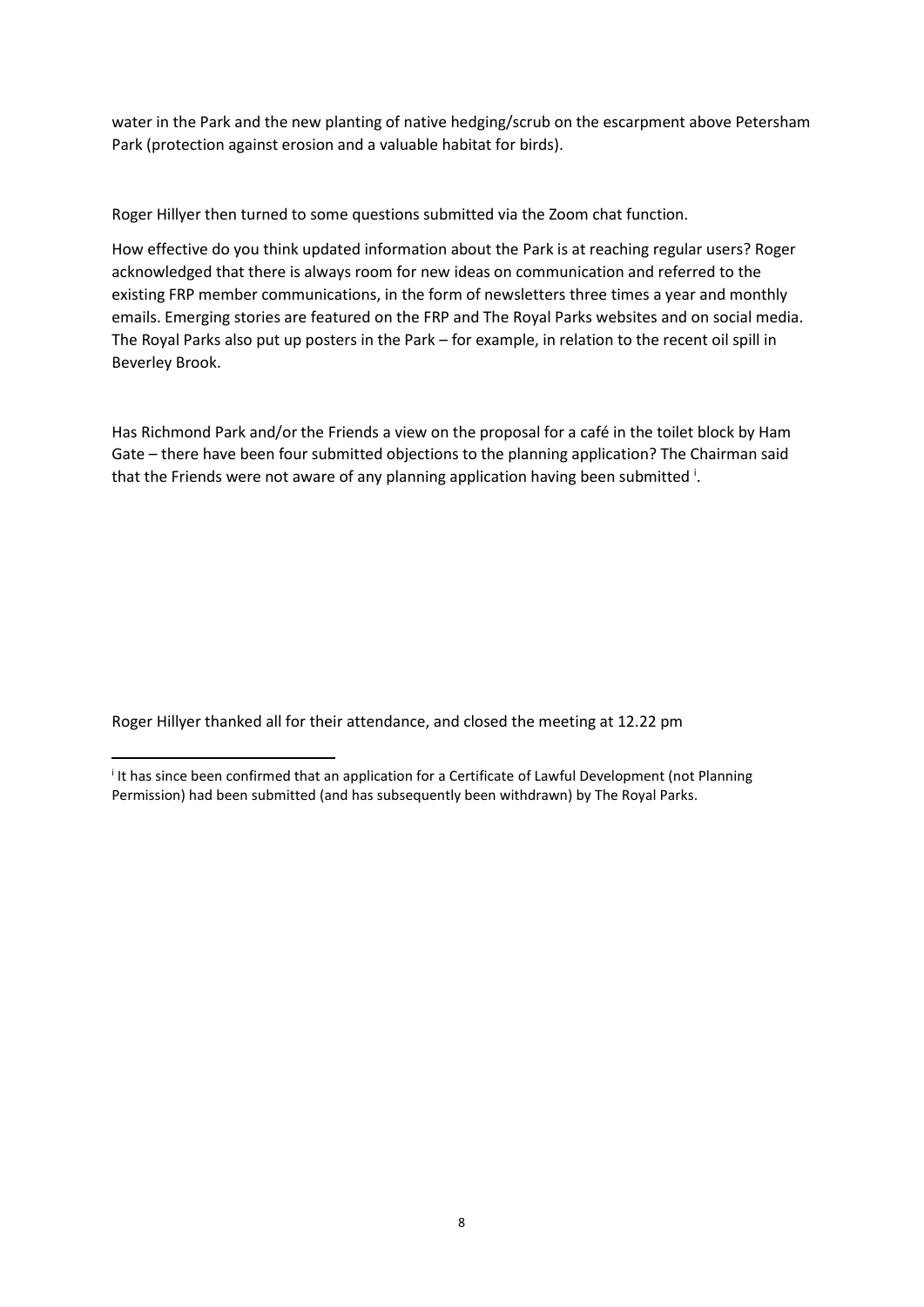water in the Park and the new planting of native hedging/scrub on the escarpment above Petersham Park (protection against erosion and a valuable habitat for birds).

Roger Hillyer then turned to some questions submitted via the Zoom chat function.

How effective do you think updated information about the Park is at reaching regular users? Roger acknowledged that there is always room for new ideas on communication and referred to the existing FRP member communications, in the form of newsletters three times a year and monthly emails. Emerging stories are featured on the FRP and The Royal Parks websites and on social media. The Royal Parks also put up posters in the Park – for example, in relation to the recent oil spill in Beverley Brook.

Has Richmond Park and/or the Friends a view on the proposal for a café in the toilet block by Ham Gate – there have been four submitted objections to the planning application? The Chairman said that the Friends were not aware of any planning application having been submitted [i].

Roger Hillyer thanked all for their attendance, and closed the meeting at 12.22 pm

---

[i] It has since been confirmed that an application for a Certificate of Lawful Development (not Planning Permission) had been submitted (and has subsequently been withdrawn) by The Royal Parks.